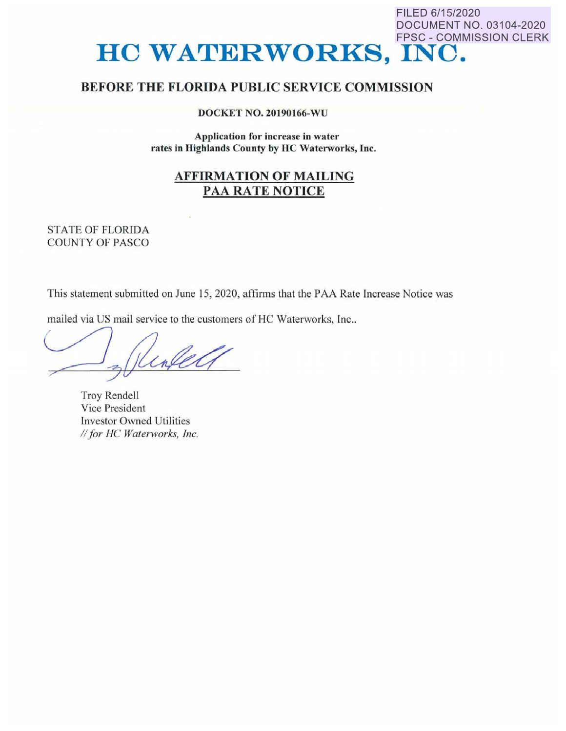FILED 6/15/2020
DOCUMENT NO. 03104-2020
FPSC - COMMISSION CLERK

# HC WATERWORKS, INC.

## BEFORE THE FLORIDA PUBLIC SERVICE COMMISSION

**DOCKET NO. 20190166-WU**

**Application for increase in water rates in Highlands County by HC Waterworks, Inc.**

**AFFIRMATION OF MAILING**
**PAA RATE NOTICE**

STATE OF FLORIDA
COUNTY OF PASCO

This statement submitted on June 15, 2020, affirms that the PAA Rate Increase Notice was mailed via US mail service to the customers of HC Waterworks, Inc..

Troy Rendell
Vice President
Investor Owned Utilities
*// for HC Waterworks, Inc.*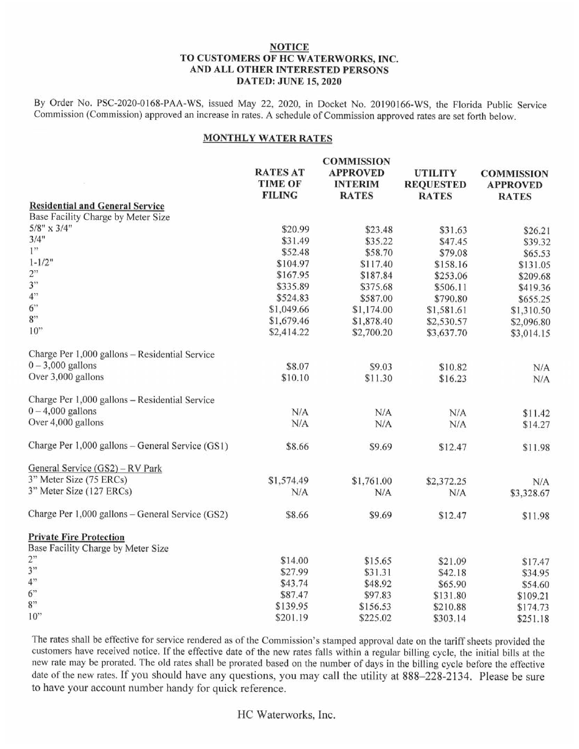**NOTICE**
**TO CUSTOMERS OF HC WATERWORKS, INC.**
**AND ALL OTHER INTERESTED PERSONS**
**DATED: JUNE 15, 2020**

By Order No. PSC-2020-0168-PAA-WS, issued May 22, 2020, in Docket No. 20190166-WS, the Florida Public Service Commission (Commission) approved an increase in rates. A schedule of Commission approved rates are set forth below.

## MONTHLY WATER RATES

| | RATES AT TIME OF FILING | COMMISSION APPROVED INTERIM RATES | UTILITY REQUESTED RATES | COMMISSION APPROVED RATES |
|---|---|---|---|---|
| **Residential and General Service** | | | | |
| Base Facility Charge by Meter Size | | | | |
| 5/8" x 3/4" | $20.99 | $23.48 | $31.63 | $26.21 |
| 3/4" | $31.49 | $35.22 | $47.45 | $39.32 |
| 1" | $52.48 | $58.70 | $79.08 | $65.53 |
| 1-1/2" | $104.97 | $117.40 | $158.16 | $131.05 |
| 2" | $167.95 | $187.84 | $253.06 | $209.68 |
| 3" | $335.89 | $375.68 | $506.11 | $419.36 |
| 4" | $524.83 | $587.00 | $790.80 | $655.25 |
| 6" | $1,049.66 | $1,174.00 | $1,581.61 | $1,310.50 |
| 8" | $1,679.46 | $1,878.40 | $2,530.57 | $2,096.80 |
| 10" | $2,414.22 | $2,700.20 | $3,637.70 | $3,014.15 |
| Charge Per 1,000 gallons – Residential Service | | | | |
| 0 – 3,000 gallons | $8.07 | $9.03 | $10.82 | N/A |
| Over 3,000 gallons | $10.10 | $11.30 | $16.23 | N/A |
| Charge Per 1,000 gallons – Residential Service | | | | |
| 0 – 4,000 gallons | N/A | N/A | N/A | $11.42 |
| Over 4,000 gallons | N/A | N/A | N/A | $14.27 |
| Charge Per 1,000 gallons – General Service (GS1) | $8.66 | $9.69 | $12.47 | $11.98 |
| General Service (GS2) – RV Park | | | | |
| 3" Meter Size (75 ERCs) | $1,574.49 | $1,761.00 | $2,372.25 | N/A |
| 3" Meter Size (127 ERCs) | N/A | N/A | N/A | $3,328.67 |
| Charge Per 1,000 gallons – General Service (GS2) | $8.66 | $9.69 | $12.47 | $11.98 |
| **Private Fire Protection** | | | | |
| Base Facility Charge by Meter Size | | | | |
| 2" | $14.00 | $15.65 | $21.09 | $17.47 |
| 3" | $27.99 | $31.31 | $42.18 | $34.95 |
| 4" | $43.74 | $48.92 | $65.90 | $54.60 |
| 6" | $87.47 | $97.83 | $131.80 | $109.21 |
| 8" | $139.95 | $156.53 | $210.88 | $174.73 |
| 10" | $201.19 | $225.02 | $303.14 | $251.18 |

The rates shall be effective for service rendered as of the Commission's stamped approval date on the tariff sheets provided the customers have received notice. If the effective date of the new rates falls within a regular billing cycle, the initial bills at the new rate may be prorated. The old rates shall be prorated based on the number of days in the billing cycle before the effective date of the new rates. If you should have any questions, you may call the utility at 888–228-2134. Please be sure to have your account number handy for quick reference.

HC Waterworks, Inc.